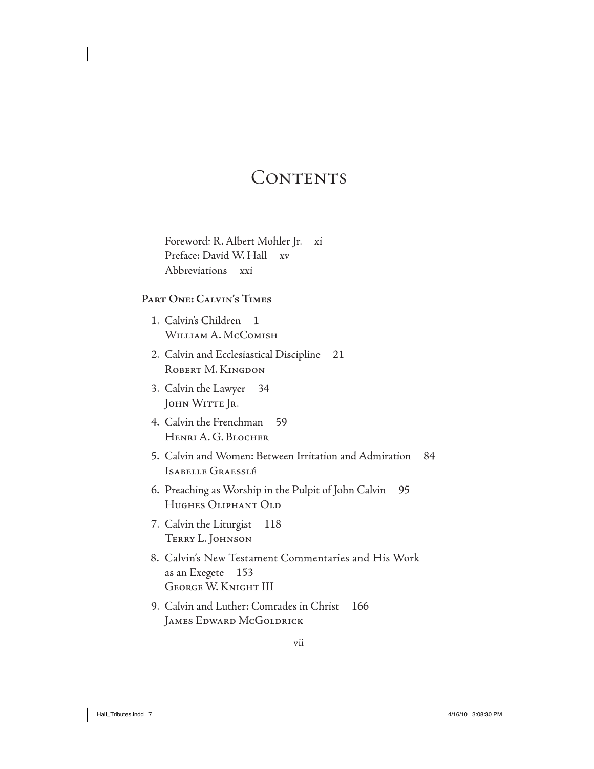# Contents

Foreword: R. Albert Mohler Jr. xi

Preface: David W. Hall xv

Abbreviations xxi

## Part One: Calvin's Times

1. Calvin's Children 1
   William A. McComish
2. Calvin and Ecclesiastical Discipline 21
   Robert M. Kingdon
3. Calvin the Lawyer 34
   John Witte Jr.
4. Calvin the Frenchman 59
   Henri A. G. Blocher
5. Calvin and Women: Between Irritation and Admiration 84
   Isabelle Graesslé
6. Preaching as Worship in the Pulpit of John Calvin 95
   Hughes Oliphant Old
7. Calvin the Liturgist 118
   Terry L. Johnson
8. Calvin's New Testament Commentaries and His Work as an Exegete 153
   George W. Knight III
9. Calvin and Luther: Comrades in Christ 166
   James Edward McGoldrick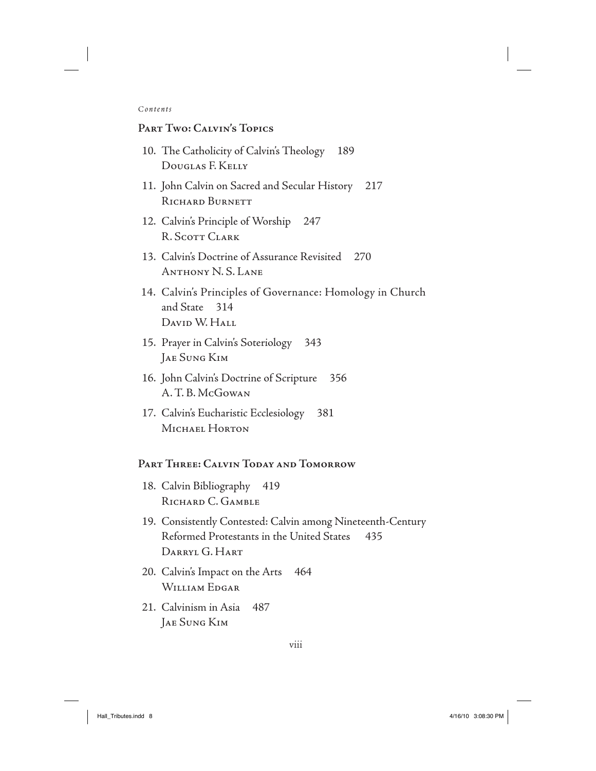## Part Two: Calvin's Topics

10. The Catholicity of Calvin's Theology 189
    Douglas F. Kelly
11. John Calvin on Sacred and Secular History 217
    Richard Burnett
12. Calvin's Principle of Worship 247
    R. Scott Clark
13. Calvin's Doctrine of Assurance Revisited 270
    Anthony N. S. Lane
14. Calvin's Principles of Governance: Homology in Church and State 314
    David W. Hall
15. Prayer in Calvin's Soteriology 343
    Jae Sung Kim
16. John Calvin's Doctrine of Scripture 356
    A. T. B. McGowan
17. Calvin's Eucharistic Ecclesiology 381
    Michael Horton

## Part Three: Calvin Today and Tomorrow

18. Calvin Bibliography 419
    Richard C. Gamble
19. Consistently Contested: Calvin among Nineteenth-Century Reformed Protestants in the United States 435
    Darryl G. Hart
20. Calvin's Impact on the Arts 464
    William Edgar
21. Calvinism in Asia 487
    Jae Sung Kim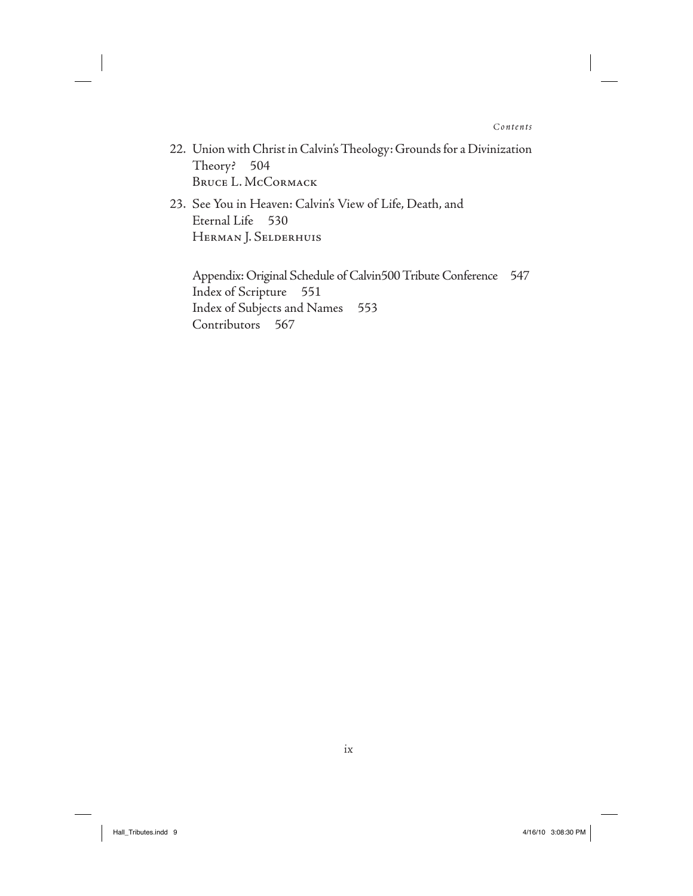22. Union with Christ in Calvin's Theology: Grounds for a Divinization Theory? 504
    BRUCE L. McCORMACK

23. See You in Heaven: Calvin's View of Life, Death, and Eternal Life 530
    HERMAN J. SELDERHUIS

Appendix: Original Schedule of Calvin500 Tribute Conference 547
Index of Scripture 551
Index of Subjects and Names 553
Contributors 567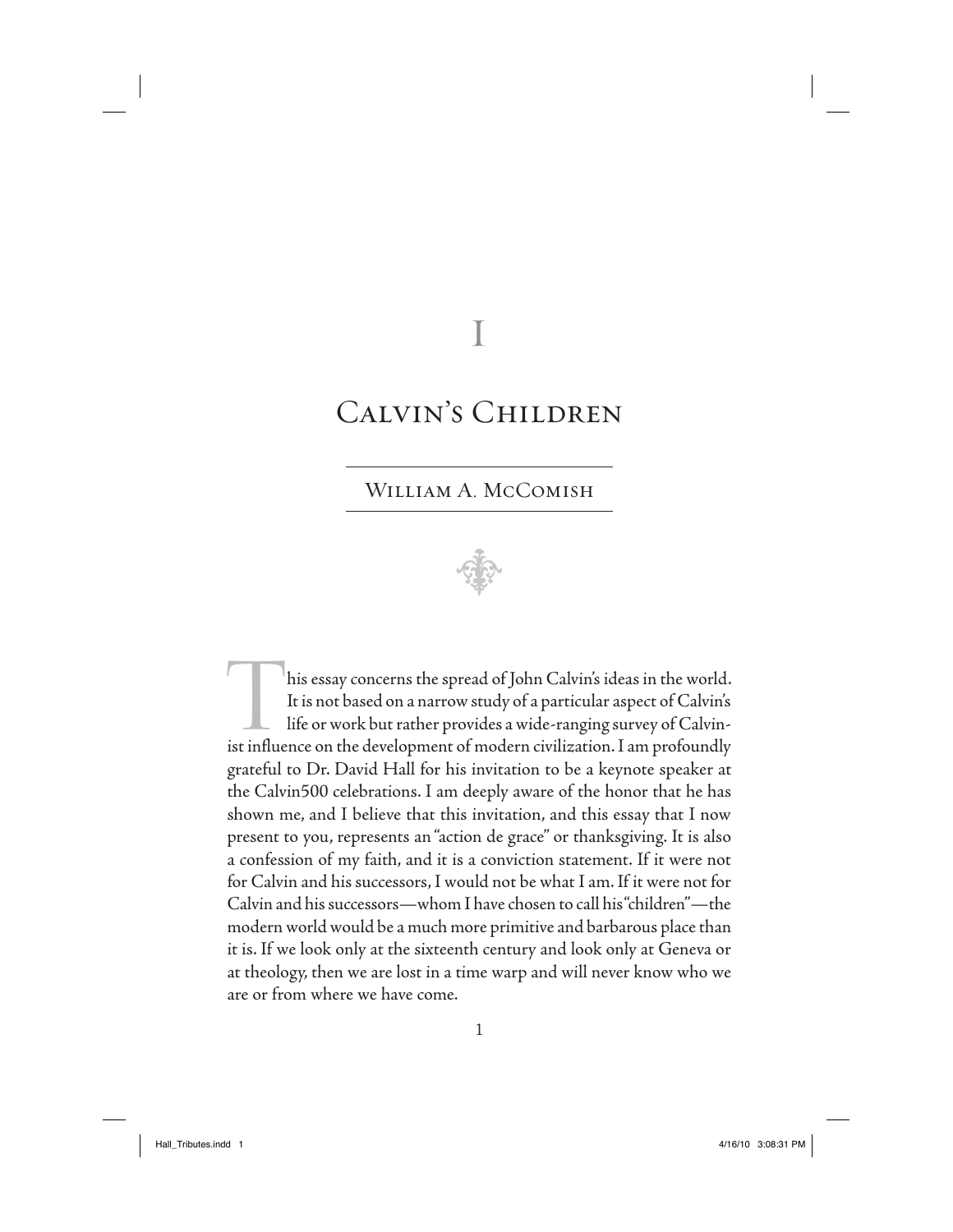# I

# Calvin's Children

## William A. McComish

This essay concerns the spread of John Calvin's ideas in the world. It is not based on a narrow study of a particular aspect of Calvin's life or work but rather provides a wide-ranging survey of Calvinist influence on the development of modern civilization. I am profoundly grateful to Dr. David Hall for his invitation to be a keynote speaker at the Calvin500 celebrations. I am deeply aware of the honor that he has shown me, and I believe that this invitation, and this essay that I now present to you, represents an "action de grace" or thanksgiving. It is also a confession of my faith, and it is a conviction statement. If it were not for Calvin and his successors, I would not be what I am. If it were not for Calvin and his successors—whom I have chosen to call his "children"—the modern world would be a much more primitive and barbarous place than it is. If we look only at the sixteenth century and look only at Geneva or at theology, then we are lost in a time warp and will never know who we are or from where we have come.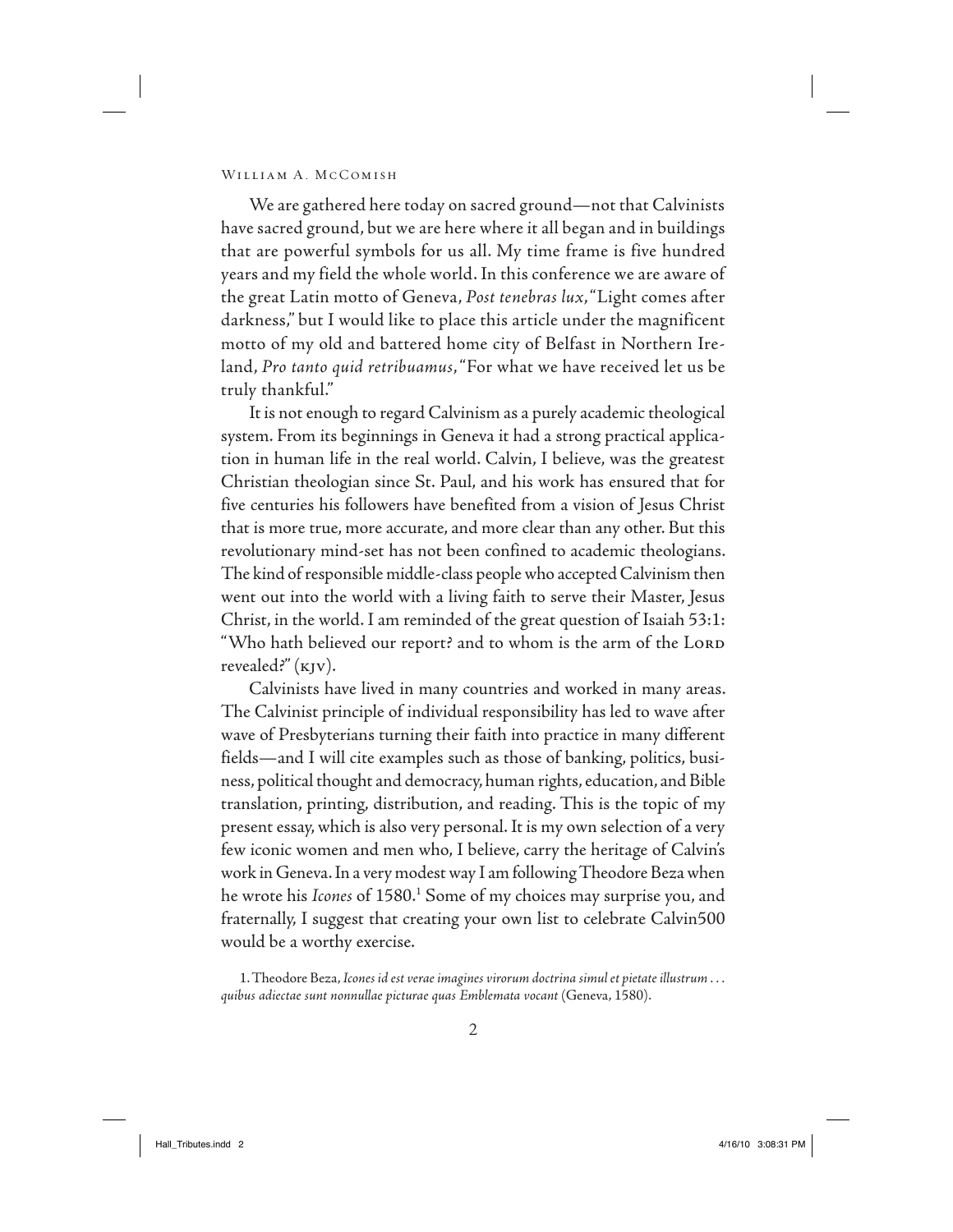We are gathered here today on sacred ground—not that Calvinists have sacred ground, but we are here where it all began and in buildings that are powerful symbols for us all. My time frame is five hundred years and my field the whole world. In this conference we are aware of the great Latin motto of Geneva, *Post tenebras lux*, "Light comes after darkness," but I would like to place this article under the magnificent motto of my old and battered home city of Belfast in Northern Ireland, *Pro tanto quid retribuamus*, "For what we have received let us be truly thankful."

It is not enough to regard Calvinism as a purely academic theological system. From its beginnings in Geneva it had a strong practical application in human life in the real world. Calvin, I believe, was the greatest Christian theologian since St. Paul, and his work has ensured that for five centuries his followers have benefited from a vision of Jesus Christ that is more true, more accurate, and more clear than any other. But this revolutionary mind-set has not been confined to academic theologians. The kind of responsible middle-class people who accepted Calvinism then went out into the world with a living faith to serve their Master, Jesus Christ, in the world. I am reminded of the great question of Isaiah 53:1: "Who hath believed our report? and to whom is the arm of the Lord revealed?" (KJV).

Calvinists have lived in many countries and worked in many areas. The Calvinist principle of individual responsibility has led to wave after wave of Presbyterians turning their faith into practice in many different fields—and I will cite examples such as those of banking, politics, business, political thought and democracy, human rights, education, and Bible translation, printing, distribution, and reading. This is the topic of my present essay, which is also very personal. It is my own selection of a very few iconic women and men who, I believe, carry the heritage of Calvin's work in Geneva. In a very modest way I am following Theodore Beza when he wrote his *Icones* of 1580.[1] Some of my choices may surprise you, and fraternally, I suggest that creating your own list to celebrate Calvin500 would be a worthy exercise.

1. Theodore Beza, *Icones id est verae imagines virorum doctrina simul et pietate illustrum . . . quibus adiectae sunt nonnullae picturae quas Emblemata vocant* (Geneva, 1580).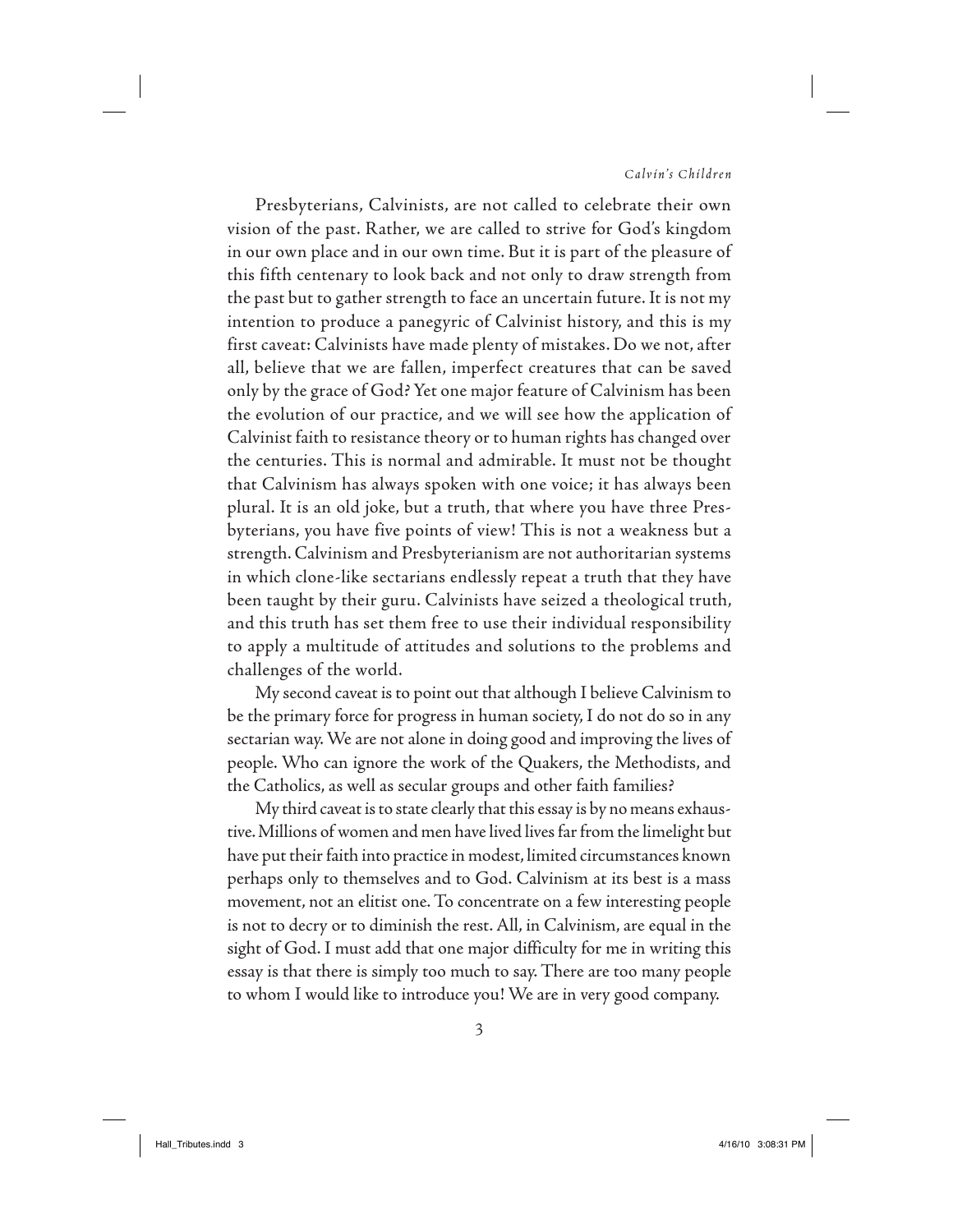Presbyterians, Calvinists, are not called to celebrate their own vision of the past. Rather, we are called to strive for God's kingdom in our own place and in our own time. But it is part of the pleasure of this fifth centenary to look back and not only to draw strength from the past but to gather strength to face an uncertain future. It is not my intention to produce a panegyric of Calvinist history, and this is my first caveat: Calvinists have made plenty of mistakes. Do we not, after all, believe that we are fallen, imperfect creatures that can be saved only by the grace of God? Yet one major feature of Calvinism has been the evolution of our practice, and we will see how the application of Calvinist faith to resistance theory or to human rights has changed over the centuries. This is normal and admirable. It must not be thought that Calvinism has always spoken with one voice; it has always been plural. It is an old joke, but a truth, that where you have three Presbyterians, you have five points of view! This is not a weakness but a strength. Calvinism and Presbyterianism are not authoritarian systems in which clone-like sectarians endlessly repeat a truth that they have been taught by their guru. Calvinists have seized a theological truth, and this truth has set them free to use their individual responsibility to apply a multitude of attitudes and solutions to the problems and challenges of the world.

My second caveat is to point out that although I believe Calvinism to be the primary force for progress in human society, I do not do so in any sectarian way. We are not alone in doing good and improving the lives of people. Who can ignore the work of the Quakers, the Methodists, and the Catholics, as well as secular groups and other faith families?

My third caveat is to state clearly that this essay is by no means exhaustive. Millions of women and men have lived lives far from the limelight but have put their faith into practice in modest, limited circumstances known perhaps only to themselves and to God. Calvinism at its best is a mass movement, not an elitist one. To concentrate on a few interesting people is not to decry or to diminish the rest. All, in Calvinism, are equal in the sight of God. I must add that one major difficulty for me in writing this essay is that there is simply too much to say. There are too many people to whom I would like to introduce you! We are in very good company.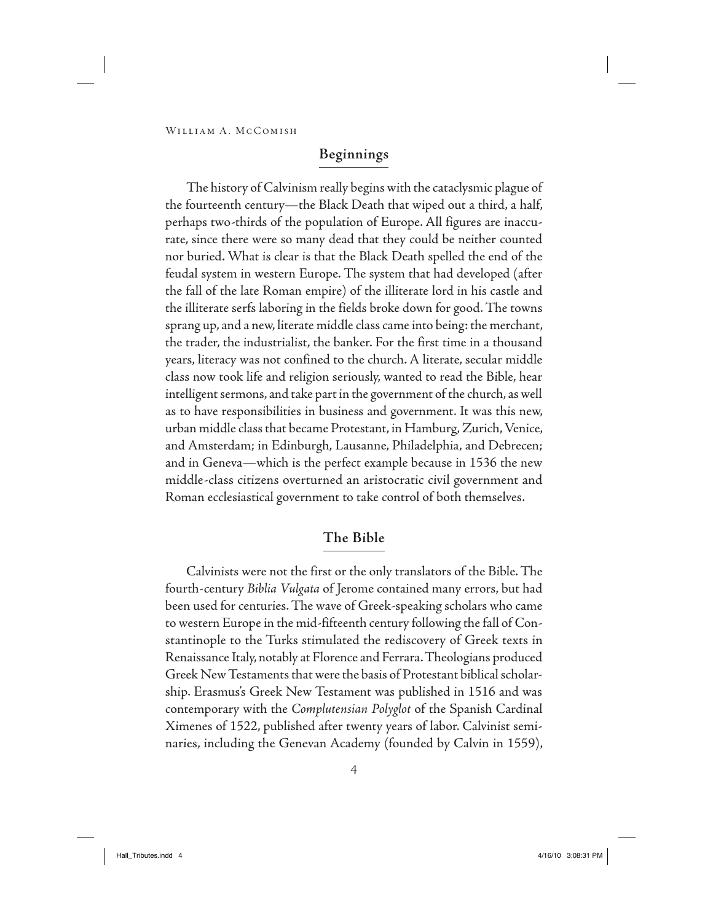## Beginnings

The history of Calvinism really begins with the cataclysmic plague of the fourteenth century—the Black Death that wiped out a third, a half, perhaps two-thirds of the population of Europe. All figures are inaccurate, since there were so many dead that they could be neither counted nor buried. What is clear is that the Black Death spelled the end of the feudal system in western Europe. The system that had developed (after the fall of the late Roman empire) of the illiterate lord in his castle and the illiterate serfs laboring in the fields broke down for good. The towns sprang up, and a new, literate middle class came into being: the merchant, the trader, the industrialist, the banker. For the first time in a thousand years, literacy was not confined to the church. A literate, secular middle class now took life and religion seriously, wanted to read the Bible, hear intelligent sermons, and take part in the government of the church, as well as to have responsibilities in business and government. It was this new, urban middle class that became Protestant, in Hamburg, Zurich, Venice, and Amsterdam; in Edinburgh, Lausanne, Philadelphia, and Debrecen; and in Geneva—which is the perfect example because in 1536 the new middle-class citizens overturned an aristocratic civil government and Roman ecclesiastical government to take control of both themselves.

## The Bible

Calvinists were not the first or the only translators of the Bible. The fourth-century *Biblia Vulgata* of Jerome contained many errors, but had been used for centuries. The wave of Greek-speaking scholars who came to western Europe in the mid-fifteenth century following the fall of Constantinople to the Turks stimulated the rediscovery of Greek texts in Renaissance Italy, notably at Florence and Ferrara. Theologians produced Greek New Testaments that were the basis of Protestant biblical scholarship. Erasmus's Greek New Testament was published in 1516 and was contemporary with the *Complutensian Polyglot* of the Spanish Cardinal Ximenes of 1522, published after twenty years of labor. Calvinist seminaries, including the Genevan Academy (founded by Calvin in 1559),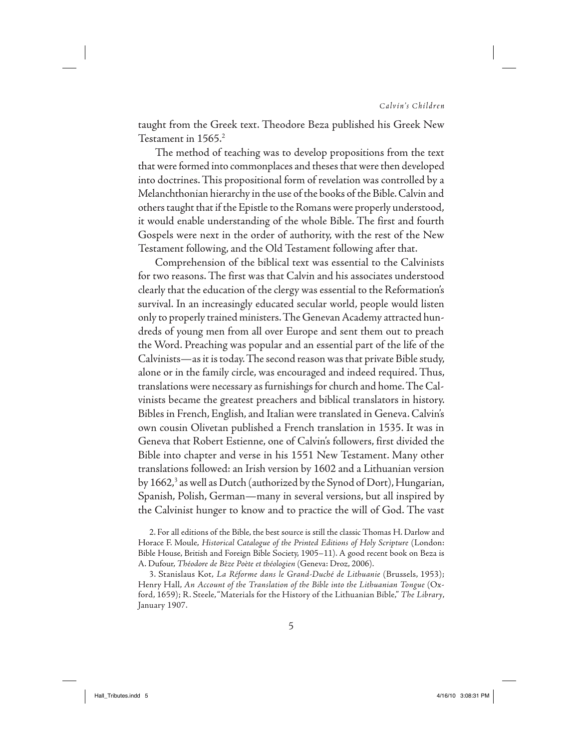taught from the Greek text. Theodore Beza published his Greek New Testament in 1565.[2]

The method of teaching was to develop propositions from the text that were formed into commonplaces and theses that were then developed into doctrines. This propositional form of revelation was controlled by a Melanchthonian hierarchy in the use of the books of the Bible. Calvin and others taught that if the Epistle to the Romans were properly understood, it would enable understanding of the whole Bible. The first and fourth Gospels were next in the order of authority, with the rest of the New Testament following, and the Old Testament following after that.

Comprehension of the biblical text was essential to the Calvinists for two reasons. The first was that Calvin and his associates understood clearly that the education of the clergy was essential to the Reformation's survival. In an increasingly educated secular world, people would listen only to properly trained ministers. The Genevan Academy attracted hundreds of young men from all over Europe and sent them out to preach the Word. Preaching was popular and an essential part of the life of the Calvinists—as it is today. The second reason was that private Bible study, alone or in the family circle, was encouraged and indeed required. Thus, translations were necessary as furnishings for church and home. The Calvinists became the greatest preachers and biblical translators in history. Bibles in French, English, and Italian were translated in Geneva. Calvin's own cousin Olivetan published a French translation in 1535. It was in Geneva that Robert Estienne, one of Calvin's followers, first divided the Bible into chapter and verse in his 1551 New Testament. Many other translations followed: an Irish version by 1602 and a Lithuanian version by 1662,[3] as well as Dutch (authorized by the Synod of Dort), Hungarian, Spanish, Polish, German—many in several versions, but all inspired by the Calvinist hunger to know and to practice the will of God. The vast

2. For all editions of the Bible, the best source is still the classic Thomas H. Darlow and Horace F. Moule, *Historical Catalogue of the Printed Editions of Holy Scripture* (London: Bible House, British and Foreign Bible Society, 1905–11). A good recent book on Beza is A. Dufour, *Théodore de Bèze Poète et théologien* (Geneva: Droz, 2006).

3. Stanislaus Kot, *La Réforme dans le Grand-Duché de Lithuanie* (Brussels, 1953); Henry Hall, *An Account of the Translation of the Bible into the Lithuanian Tongue* (Oxford, 1659); R. Steele, "Materials for the History of the Lithuanian Bible," *The Library*, January 1907.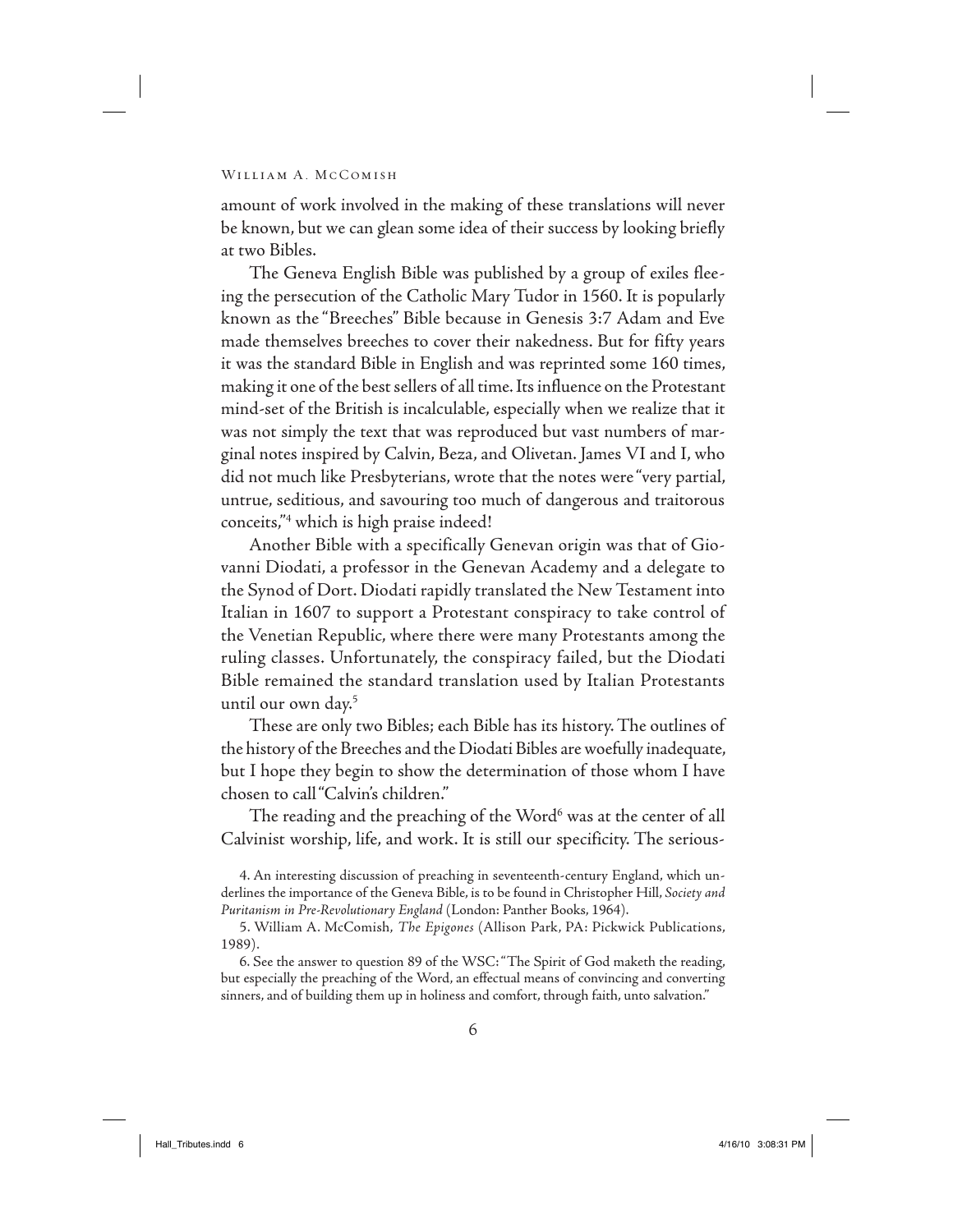amount of work involved in the making of these translations will never be known, but we can glean some idea of their success by looking briefly at two Bibles.

The Geneva English Bible was published by a group of exiles fleeing the persecution of the Catholic Mary Tudor in 1560. It is popularly known as the "Breeches" Bible because in Genesis 3:7 Adam and Eve made themselves breeches to cover their nakedness. But for fifty years it was the standard Bible in English and was reprinted some 160 times, making it one of the best sellers of all time. Its influence on the Protestant mind-set of the British is incalculable, especially when we realize that it was not simply the text that was reproduced but vast numbers of marginal notes inspired by Calvin, Beza, and Olivetan. James VI and I, who did not much like Presbyterians, wrote that the notes were "very partial, untrue, seditious, and savouring too much of dangerous and traitorous conceits,"[4] which is high praise indeed!

Another Bible with a specifically Genevan origin was that of Giovanni Diodati, a professor in the Genevan Academy and a delegate to the Synod of Dort. Diodati rapidly translated the New Testament into Italian in 1607 to support a Protestant conspiracy to take control of the Venetian Republic, where there were many Protestants among the ruling classes. Unfortunately, the conspiracy failed, but the Diodati Bible remained the standard translation used by Italian Protestants until our own day.[5]

These are only two Bibles; each Bible has its history. The outlines of the history of the Breeches and the Diodati Bibles are woefully inadequate, but I hope they begin to show the determination of those whom I have chosen to call "Calvin's children."

The reading and the preaching of the Word[6] was at the center of all Calvinist worship, life, and work. It is still our specificity. The serious-

4. An interesting discussion of preaching in seventeenth-century England, which underlines the importance of the Geneva Bible, is to be found in Christopher Hill, *Society and Puritanism in Pre-Revolutionary England* (London: Panther Books, 1964).

5. William A. McComish, *The Epigones* (Allison Park, PA: Pickwick Publications, 1989).

6. See the answer to question 89 of the WSC: "The Spirit of God maketh the reading, but especially the preaching of the Word, an effectual means of convincing and converting sinners, and of building them up in holiness and comfort, through faith, unto salvation."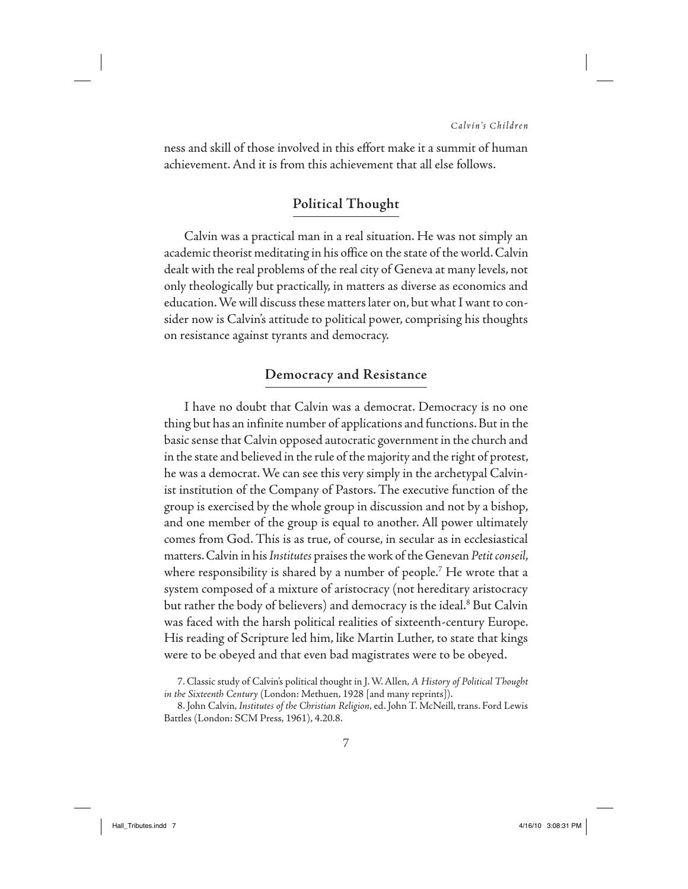ness and skill of those involved in this effort make it a summit of human achievement. And it is from this achievement that all else follows.

## Political Thought

Calvin was a practical man in a real situation. He was not simply an academic theorist meditating in his office on the state of the world. Calvin dealt with the real problems of the real city of Geneva at many levels, not only theologically but practically, in matters as diverse as economics and education. We will discuss these matters later on, but what I want to consider now is Calvin's attitude to political power, comprising his thoughts on resistance against tyrants and democracy.

## Democracy and Resistance

I have no doubt that Calvin was a democrat. Democracy is no one thing but has an infinite number of applications and functions. But in the basic sense that Calvin opposed autocratic government in the church and in the state and believed in the rule of the majority and the right of protest, he was a democrat. We can see this very simply in the archetypal Calvinist institution of the Company of Pastors. The executive function of the group is exercised by the whole group in discussion and not by a bishop, and one member of the group is equal to another. All power ultimately comes from God. This is as true, of course, in secular as in ecclesiastical matters. Calvin in his *Institutes* praises the work of the Genevan *Petit conseil*, where responsibility is shared by a number of people.[7] He wrote that a system composed of a mixture of aristocracy (not hereditary aristocracy but rather the body of believers) and democracy is the ideal.[8] But Calvin was faced with the harsh political realities of sixteenth-century Europe. His reading of Scripture led him, like Martin Luther, to state that kings were to be obeyed and that even bad magistrates were to be obeyed.

7. Classic study of Calvin's political thought in J. W. Allen, *A History of Political Thought in the Sixteenth Century* (London: Methuen, 1928 [and many reprints]).

8. John Calvin, *Institutes of the Christian Religion*, ed. John T. McNeill, trans. Ford Lewis Battles (London: SCM Press, 1961), 4.20.8.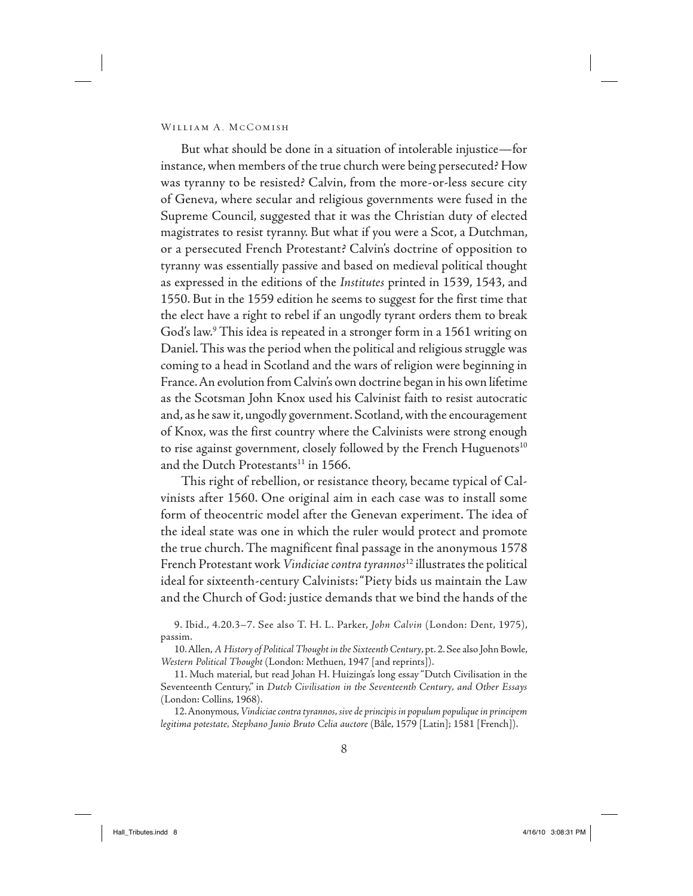But what should be done in a situation of intolerable injustice—for instance, when members of the true church were being persecuted? How was tyranny to be resisted? Calvin, from the more-or-less secure city of Geneva, where secular and religious governments were fused in the Supreme Council, suggested that it was the Christian duty of elected magistrates to resist tyranny. But what if you were a Scot, a Dutchman, or a persecuted French Protestant? Calvin's doctrine of opposition to tyranny was essentially passive and based on medieval political thought as expressed in the editions of the *Institutes* printed in 1539, 1543, and 1550. But in the 1559 edition he seems to suggest for the first time that the elect have a right to rebel if an ungodly tyrant orders them to break God's law.[9] This idea is repeated in a stronger form in a 1561 writing on Daniel. This was the period when the political and religious struggle was coming to a head in Scotland and the wars of religion were beginning in France. An evolution from Calvin's own doctrine began in his own lifetime as the Scotsman John Knox used his Calvinist faith to resist autocratic and, as he saw it, ungodly government. Scotland, with the encouragement of Knox, was the first country where the Calvinists were strong enough to rise against government, closely followed by the French Huguenots[10] and the Dutch Protestants[11] in 1566.

This right of rebellion, or resistance theory, became typical of Calvinists after 1560. One original aim in each case was to install some form of theocentric model after the Genevan experiment. The idea of the ideal state was one in which the ruler would protect and promote the true church. The magnificent final passage in the anonymous 1578 French Protestant work *Vindiciae contra tyrannos*[12] illustrates the political ideal for sixteenth-century Calvinists: "Piety bids us maintain the Law and the Church of God: justice demands that we bind the hands of the

9. Ibid., 4.20.3–7. See also T. H. L. Parker, *John Calvin* (London: Dent, 1975), passim.

10. Allen, *A History of Political Thought in the Sixteenth Century*, pt. 2. See also John Bowle, *Western Political Thought* (London: Methuen, 1947 [and reprints]).

11. Much material, but read Johan H. Huizinga's long essay "Dutch Civilisation in the Seventeenth Century," in *Dutch Civilisation in the Seventeenth Century, and Other Essays* (London: Collins, 1968).

12. Anonymous, *Vindiciae contra tyrannos, sive de principis in populum populique in principem legitima potestate, Stephano Junio Bruto Celia auctore* (Bâle, 1579 [Latin]; 1581 [French]).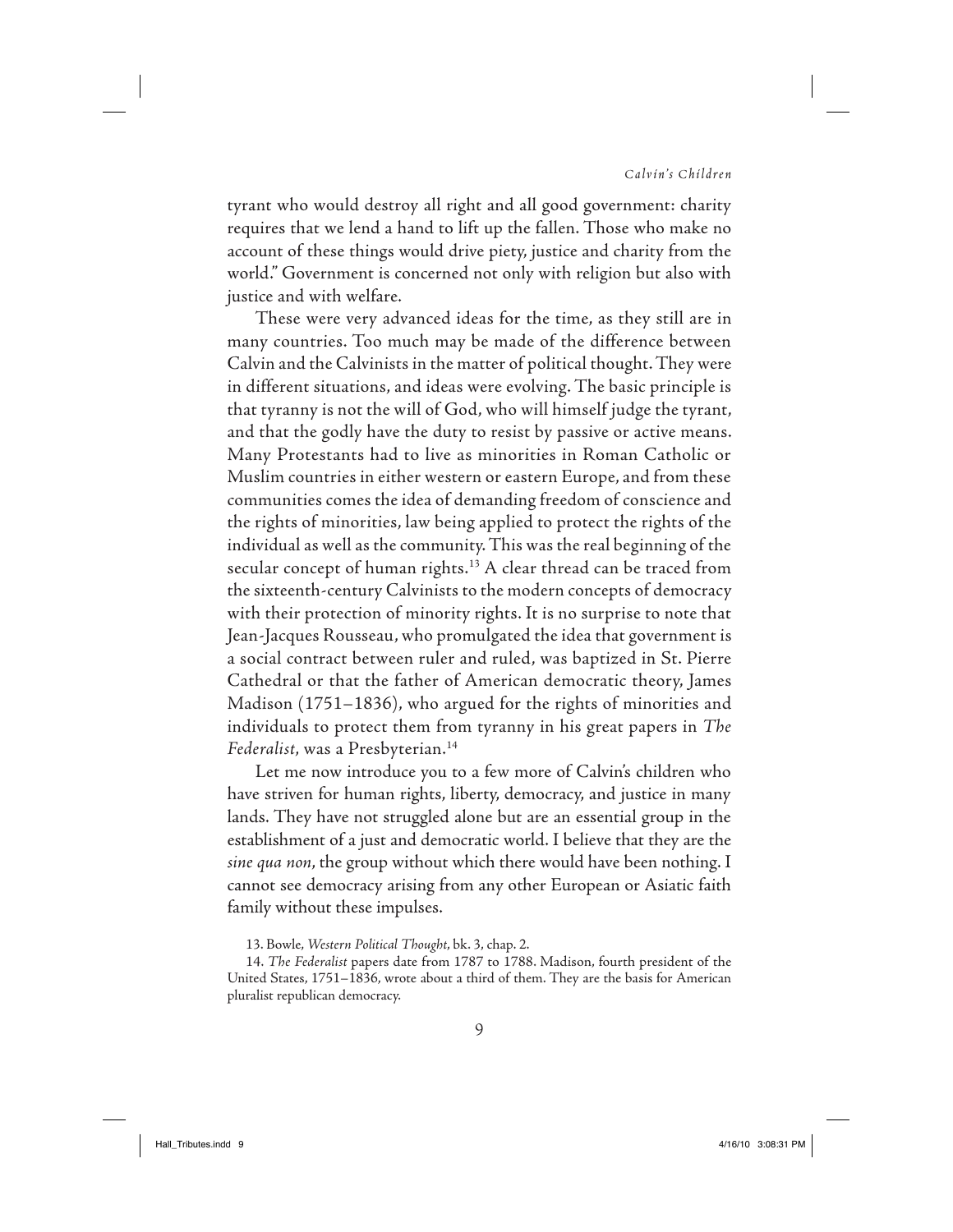tyrant who would destroy all right and all good government: charity requires that we lend a hand to lift up the fallen. Those who make no account of these things would drive piety, justice and charity from the world." Government is concerned not only with religion but also with justice and with welfare.

These were very advanced ideas for the time, as they still are in many countries. Too much may be made of the difference between Calvin and the Calvinists in the matter of political thought. They were in different situations, and ideas were evolving. The basic principle is that tyranny is not the will of God, who will himself judge the tyrant, and that the godly have the duty to resist by passive or active means. Many Protestants had to live as minorities in Roman Catholic or Muslim countries in either western or eastern Europe, and from these communities comes the idea of demanding freedom of conscience and the rights of minorities, law being applied to protect the rights of the individual as well as the community. This was the real beginning of the secular concept of human rights.[13] A clear thread can be traced from the sixteenth-century Calvinists to the modern concepts of democracy with their protection of minority rights. It is no surprise to note that Jean-Jacques Rousseau, who promulgated the idea that government is a social contract between ruler and ruled, was baptized in St. Pierre Cathedral or that the father of American democratic theory, James Madison (1751–1836), who argued for the rights of minorities and individuals to protect them from tyranny in his great papers in *The Federalist*, was a Presbyterian.[14]

Let me now introduce you to a few more of Calvin's children who have striven for human rights, liberty, democracy, and justice in many lands. They have not struggled alone but are an essential group in the establishment of a just and democratic world. I believe that they are the *sine qua non*, the group without which there would have been nothing. I cannot see democracy arising from any other European or Asiatic faith family without these impulses.

13. Bowle, *Western Political Thought*, bk. 3, chap. 2.

14. *The Federalist* papers date from 1787 to 1788. Madison, fourth president of the United States, 1751–1836, wrote about a third of them. They are the basis for American pluralist republican democracy.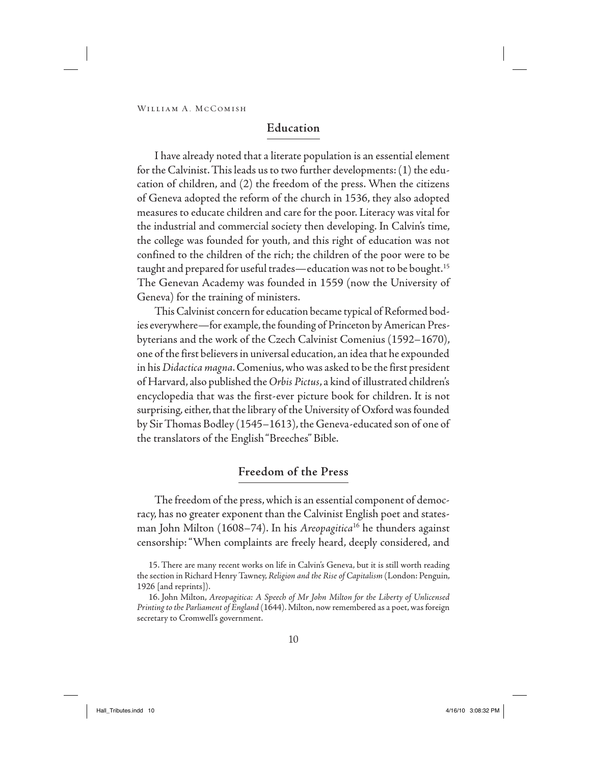## Education

I have already noted that a literate population is an essential element for the Calvinist. This leads us to two further developments: (1) the education of children, and (2) the freedom of the press. When the citizens of Geneva adopted the reform of the church in 1536, they also adopted measures to educate children and care for the poor. Literacy was vital for the industrial and commercial society then developing. In Calvin's time, the college was founded for youth, and this right of education was not confined to the children of the rich; the children of the poor were to be taught and prepared for useful trades—education was not to be bought.[15] The Genevan Academy was founded in 1559 (now the University of Geneva) for the training of ministers.

This Calvinist concern for education became typical of Reformed bodies everywhere—for example, the founding of Princeton by American Presbyterians and the work of the Czech Calvinist Comenius (1592–1670), one of the first believers in universal education, an idea that he expounded in his *Didactica magna*. Comenius, who was asked to be the first president of Harvard, also published the *Orbis Pictus*, a kind of illustrated children's encyclopedia that was the first-ever picture book for children. It is not surprising, either, that the library of the University of Oxford was founded by Sir Thomas Bodley (1545–1613), the Geneva-educated son of one of the translators of the English "Breeches" Bible.

## Freedom of the Press

The freedom of the press, which is an essential component of democracy, has no greater exponent than the Calvinist English poet and statesman John Milton (1608–74). In his *Areopagitica*[16] he thunders against censorship: "When complaints are freely heard, deeply considered, and

15. There are many recent works on life in Calvin's Geneva, but it is still worth reading the section in Richard Henry Tawney, *Religion and the Rise of Capitalism* (London: Penguin, 1926 [and reprints]).

16. John Milton, *Areopagitica: A Speech of Mr John Milton for the Liberty of Unlicensed Printing to the Parliament of England* (1644). Milton, now remembered as a poet, was foreign secretary to Cromwell's government.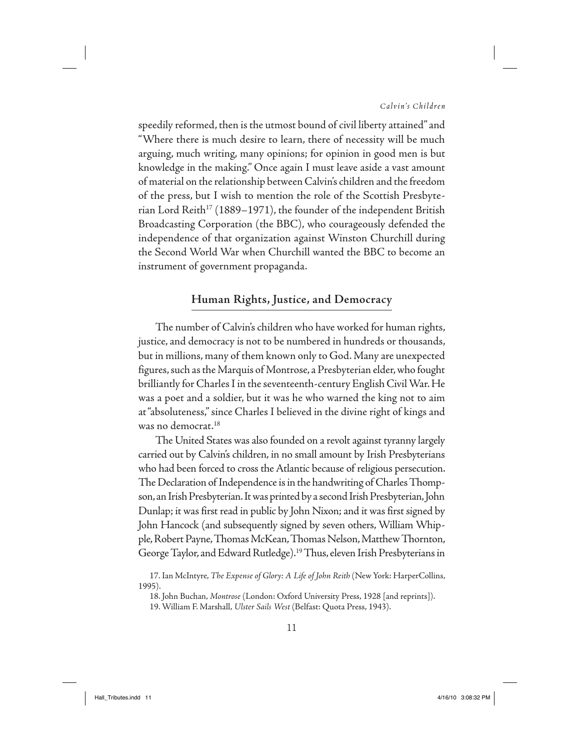speedily reformed, then is the utmost bound of civil liberty attained" and "Where there is much desire to learn, there of necessity will be much arguing, much writing, many opinions; for opinion in good men is but knowledge in the making." Once again I must leave aside a vast amount of material on the relationship between Calvin's children and the freedom of the press, but I wish to mention the role of the Scottish Presbyterian Lord Reith[17] (1889–1971), the founder of the independent British Broadcasting Corporation (the BBC), who courageously defended the independence of that organization against Winston Churchill during the Second World War when Churchill wanted the BBC to become an instrument of government propaganda.

## Human Rights, Justice, and Democracy

The number of Calvin's children who have worked for human rights, justice, and democracy is not to be numbered in hundreds or thousands, but in millions, many of them known only to God. Many are unexpected figures, such as the Marquis of Montrose, a Presbyterian elder, who fought brilliantly for Charles I in the seventeenth-century English Civil War. He was a poet and a soldier, but it was he who warned the king not to aim at "absoluteness," since Charles I believed in the divine right of kings and was no democrat.[18]

The United States was also founded on a revolt against tyranny largely carried out by Calvin's children, in no small amount by Irish Presbyterians who had been forced to cross the Atlantic because of religious persecution. The Declaration of Independence is in the handwriting of Charles Thompson, an Irish Presbyterian. It was printed by a second Irish Presbyterian, John Dunlap; it was first read in public by John Nixon; and it was first signed by John Hancock (and subsequently signed by seven others, William Whipple, Robert Payne, Thomas McKean, Thomas Nelson, Matthew Thornton, George Taylor, and Edward Rutledge).[19] Thus, eleven Irish Presbyterians in

17. Ian McIntyre, *The Expense of Glory: A Life of John Reith* (New York: HarperCollins, 1995).

18. John Buchan, *Montrose* (London: Oxford University Press, 1928 [and reprints]).

19. William F. Marshall, *Ulster Sails West* (Belfast: Quota Press, 1943).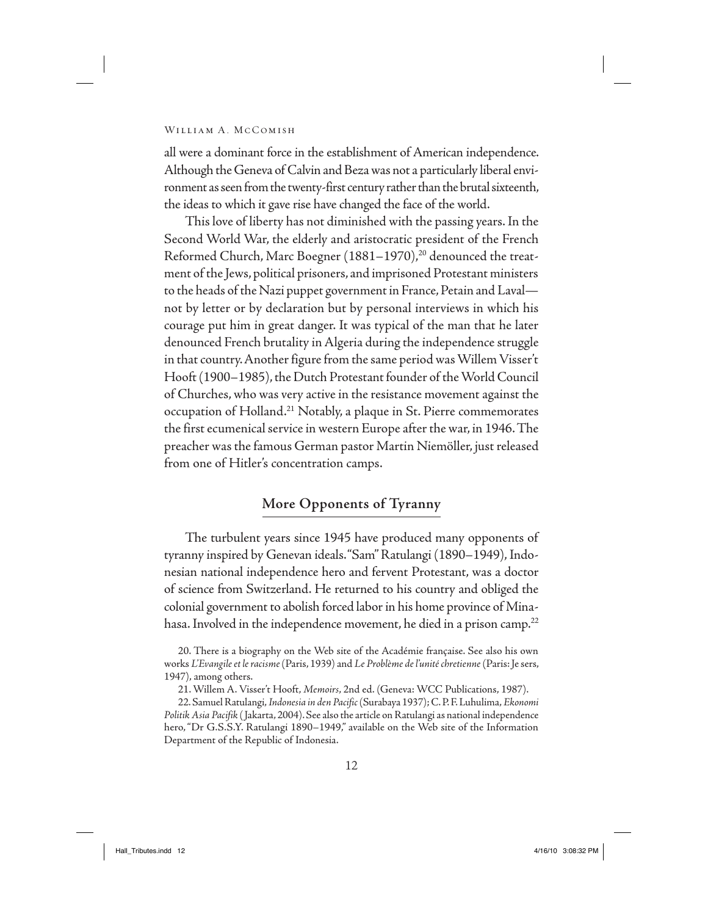all were a dominant force in the establishment of American independence. Although the Geneva of Calvin and Beza was not a particularly liberal environment as seen from the twenty-first century rather than the brutal sixteenth, the ideas to which it gave rise have changed the face of the world.

This love of liberty has not diminished with the passing years. In the Second World War, the elderly and aristocratic president of the French Reformed Church, Marc Boegner (1881–1970),[20] denounced the treatment of the Jews, political prisoners, and imprisoned Protestant ministers to the heads of the Nazi puppet government in France, Petain and Laval—not by letter or by declaration but by personal interviews in which his courage put him in great danger. It was typical of the man that he later denounced French brutality in Algeria during the independence struggle in that country. Another figure from the same period was Willem Visser't Hooft (1900–1985), the Dutch Protestant founder of the World Council of Churches, who was very active in the resistance movement against the occupation of Holland.[21] Notably, a plaque in St. Pierre commemorates the first ecumenical service in western Europe after the war, in 1946. The preacher was the famous German pastor Martin Niemöller, just released from one of Hitler's concentration camps.

## More Opponents of Tyranny

The turbulent years since 1945 have produced many opponents of tyranny inspired by Genevan ideals. "Sam" Ratulangi (1890–1949), Indonesian national independence hero and fervent Protestant, was a doctor of science from Switzerland. He returned to his country and obliged the colonial government to abolish forced labor in his home province of Minahasa. Involved in the independence movement, he died in a prison camp.[22]

20. There is a biography on the Web site of the Académie française. See also his own works *L'Evangile et le racisme* (Paris, 1939) and *Le Problème de l'unité chretienne* (Paris: Je sers, 1947), among others.

21. Willem A. Visser't Hooft, *Memoirs*, 2nd ed. (Geneva: WCC Publications, 1987).

22. Samuel Ratulangi, *Indonesia in den Pacific* (Surabaya 1937); C. P. F. Luhulima, *Ekonomi Politik Asia Pacifik* (Jakarta, 2004). See also the article on Ratulangi as national independence hero, "Dr G.S.S.Y. Ratulangi 1890–1949," available on the Web site of the Information Department of the Republic of Indonesia.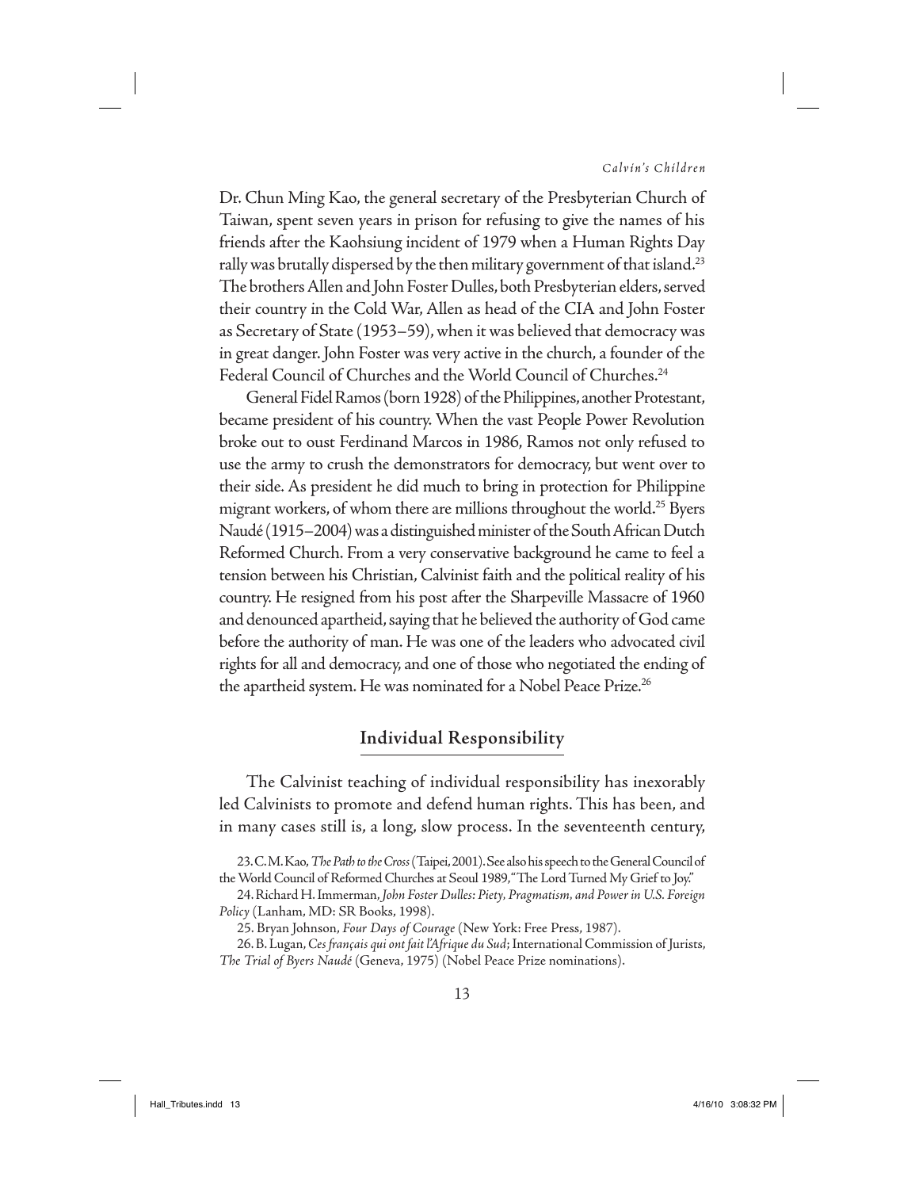Dr. Chun Ming Kao, the general secretary of the Presbyterian Church of Taiwan, spent seven years in prison for refusing to give the names of his friends after the Kaohsiung incident of 1979 when a Human Rights Day rally was brutally dispersed by the then military government of that island.[23] The brothers Allen and John Foster Dulles, both Presbyterian elders, served their country in the Cold War, Allen as head of the CIA and John Foster as Secretary of State (1953–59), when it was believed that democracy was in great danger. John Foster was very active in the church, a founder of the Federal Council of Churches and the World Council of Churches.[24]

General Fidel Ramos (born 1928) of the Philippines, another Protestant, became president of his country. When the vast People Power Revolution broke out to oust Ferdinand Marcos in 1986, Ramos not only refused to use the army to crush the demonstrators for democracy, but went over to their side. As president he did much to bring in protection for Philippine migrant workers, of whom there are millions throughout the world.[25] Byers Naudé (1915–2004) was a distinguished minister of the South African Dutch Reformed Church. From a very conservative background he came to feel a tension between his Christian, Calvinist faith and the political reality of his country. He resigned from his post after the Sharpeville Massacre of 1960 and denounced apartheid, saying that he believed the authority of God came before the authority of man. He was one of the leaders who advocated civil rights for all and democracy, and one of those who negotiated the ending of the apartheid system. He was nominated for a Nobel Peace Prize.[26]

## Individual Responsibility

The Calvinist teaching of individual responsibility has inexorably led Calvinists to promote and defend human rights. This has been, and in many cases still is, a long, slow process. In the seventeenth century,

23. C. M. Kao, *The Path to the Cross* (Taipei, 2001). See also his speech to the General Council of the World Council of Reformed Churches at Seoul 1989, "The Lord Turned My Grief to Joy."

24. Richard H. Immerman, *John Foster Dulles: Piety, Pragmatism, and Power in U.S. Foreign Policy* (Lanham, MD: SR Books, 1998).

25. Bryan Johnson, *Four Days of Courage* (New York: Free Press, 1987).

26. B. Lugan, *Ces français qui ont fait l'Afrique du Sud*; International Commission of Jurists, *The Trial of Byers Naudé* (Geneva, 1975) (Nobel Peace Prize nominations).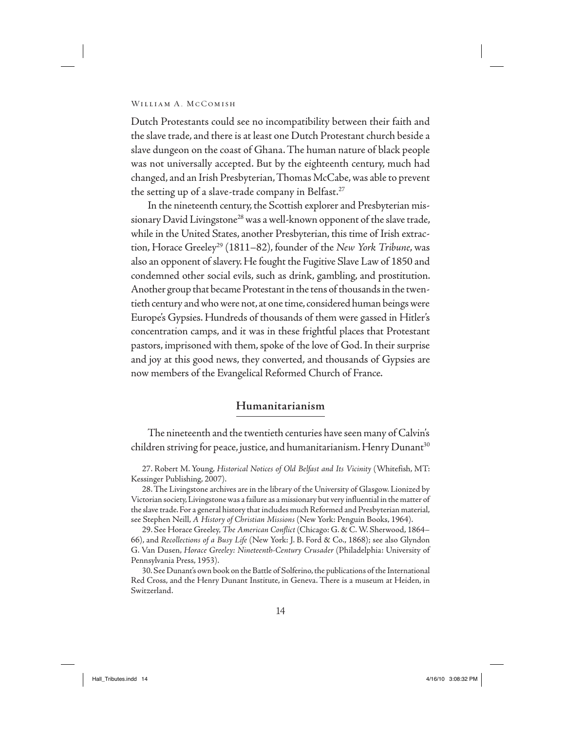Dutch Protestants could see no incompatibility between their faith and the slave trade, and there is at least one Dutch Protestant church beside a slave dungeon on the coast of Ghana. The human nature of black people was not universally accepted. But by the eighteenth century, much had changed, and an Irish Presbyterian, Thomas McCabe, was able to prevent the setting up of a slave-trade company in Belfast.[27]

In the nineteenth century, the Scottish explorer and Presbyterian missionary David Livingstone[28] was a well-known opponent of the slave trade, while in the United States, another Presbyterian, this time of Irish extraction, Horace Greeley[29] (1811–82), founder of the *New York Tribune*, was also an opponent of slavery. He fought the Fugitive Slave Law of 1850 and condemned other social evils, such as drink, gambling, and prostitution. Another group that became Protestant in the tens of thousands in the twentieth century and who were not, at one time, considered human beings were Europe's Gypsies. Hundreds of thousands of them were gassed in Hitler's concentration camps, and it was in these frightful places that Protestant pastors, imprisoned with them, spoke of the love of God. In their surprise and joy at this good news, they converted, and thousands of Gypsies are now members of the Evangelical Reformed Church of France.

## Humanitarianism

The nineteenth and the twentieth centuries have seen many of Calvin's children striving for peace, justice, and humanitarianism. Henry Dunant[30]

27. Robert M. Young, *Historical Notices of Old Belfast and Its Vicinity* (Whitefish, MT: Kessinger Publishing, 2007).

28. The Livingstone archives are in the library of the University of Glasgow. Lionized by Victorian society, Livingstone was a failure as a missionary but very influential in the matter of the slave trade. For a general history that includes much Reformed and Presbyterian material, see Stephen Neill, *A History of Christian Missions* (New York: Penguin Books, 1964).

29. See Horace Greeley, *The American Conflict* (Chicago: G. & C. W. Sherwood, 1864–66), and *Recollections of a Busy Life* (New York: J. B. Ford & Co., 1868); see also Glyndon G. Van Dusen, *Horace Greeley: Nineteenth-Century Crusader* (Philadelphia: University of Pennsylvania Press, 1953).

30. See Dunant's own book on the Battle of Solferino, the publications of the International Red Cross, and the Henry Dunant Institute, in Geneva. There is a museum at Heiden, in Switzerland.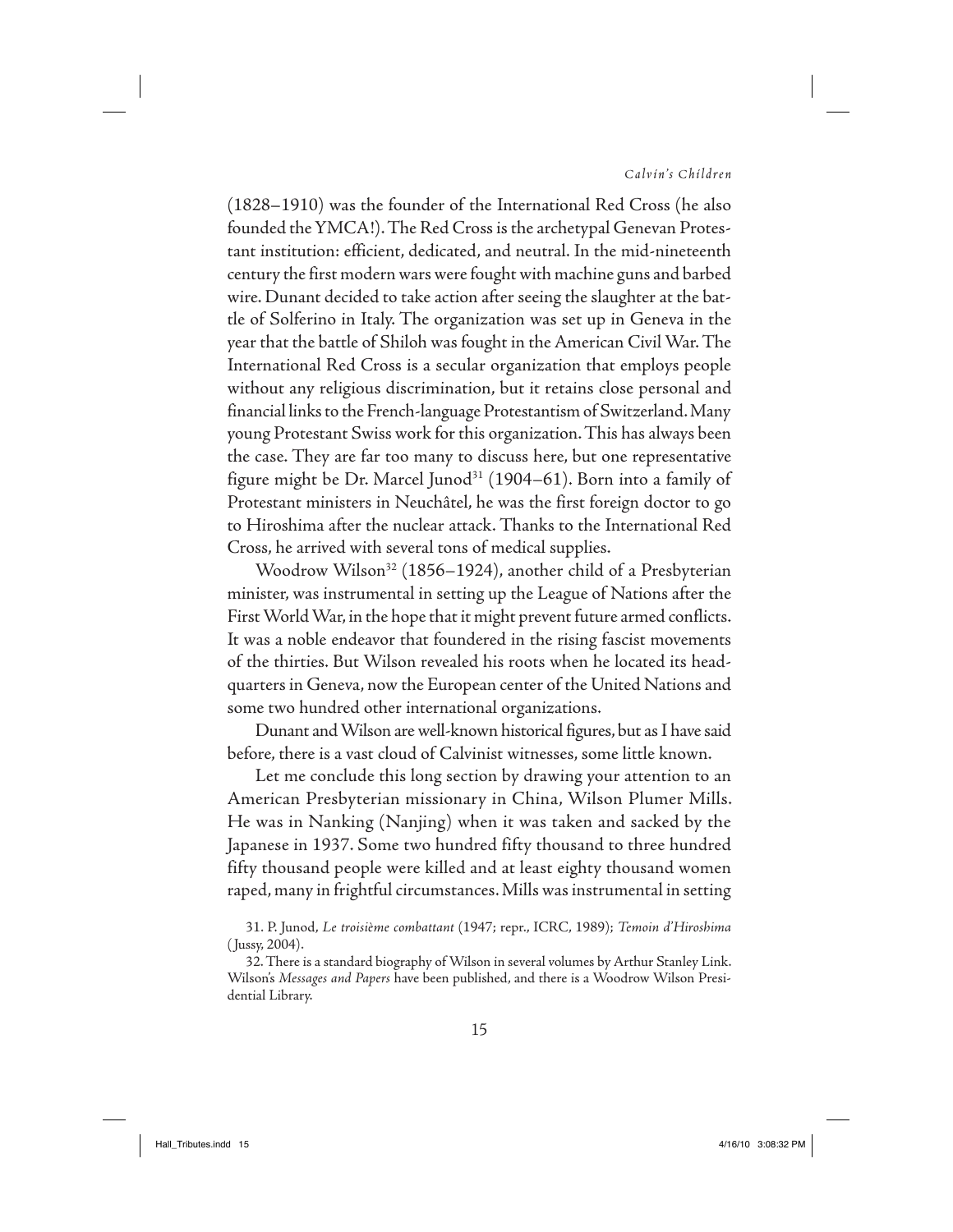(1828–1910) was the founder of the International Red Cross (he also founded the YMCA!). The Red Cross is the archetypal Genevan Protestant institution: efficient, dedicated, and neutral. In the mid-nineteenth century the first modern wars were fought with machine guns and barbed wire. Dunant decided to take action after seeing the slaughter at the battle of Solferino in Italy. The organization was set up in Geneva in the year that the battle of Shiloh was fought in the American Civil War. The International Red Cross is a secular organization that employs people without any religious discrimination, but it retains close personal and financial links to the French-language Protestantism of Switzerland. Many young Protestant Swiss work for this organization. This has always been the case. They are far too many to discuss here, but one representative figure might be Dr. Marcel Junod[31] (1904–61). Born into a family of Protestant ministers in Neuchâtel, he was the first foreign doctor to go to Hiroshima after the nuclear attack. Thanks to the International Red Cross, he arrived with several tons of medical supplies.

Woodrow Wilson[32] (1856–1924), another child of a Presbyterian minister, was instrumental in setting up the League of Nations after the First World War, in the hope that it might prevent future armed conflicts. It was a noble endeavor that foundered in the rising fascist movements of the thirties. But Wilson revealed his roots when he located its headquarters in Geneva, now the European center of the United Nations and some two hundred other international organizations.

Dunant and Wilson are well-known historical figures, but as I have said before, there is a vast cloud of Calvinist witnesses, some little known.

Let me conclude this long section by drawing your attention to an American Presbyterian missionary in China, Wilson Plumer Mills. He was in Nanking (Nanjing) when it was taken and sacked by the Japanese in 1937. Some two hundred fifty thousand to three hundred fifty thousand people were killed and at least eighty thousand women raped, many in frightful circumstances. Mills was instrumental in setting

31. P. Junod, *Le troisième combattant* (1947; repr., ICRC, 1989); *Temoin d'Hiroshima* (Jussy, 2004).

32. There is a standard biography of Wilson in several volumes by Arthur Stanley Link. Wilson's *Messages and Papers* have been published, and there is a Woodrow Wilson Presidential Library.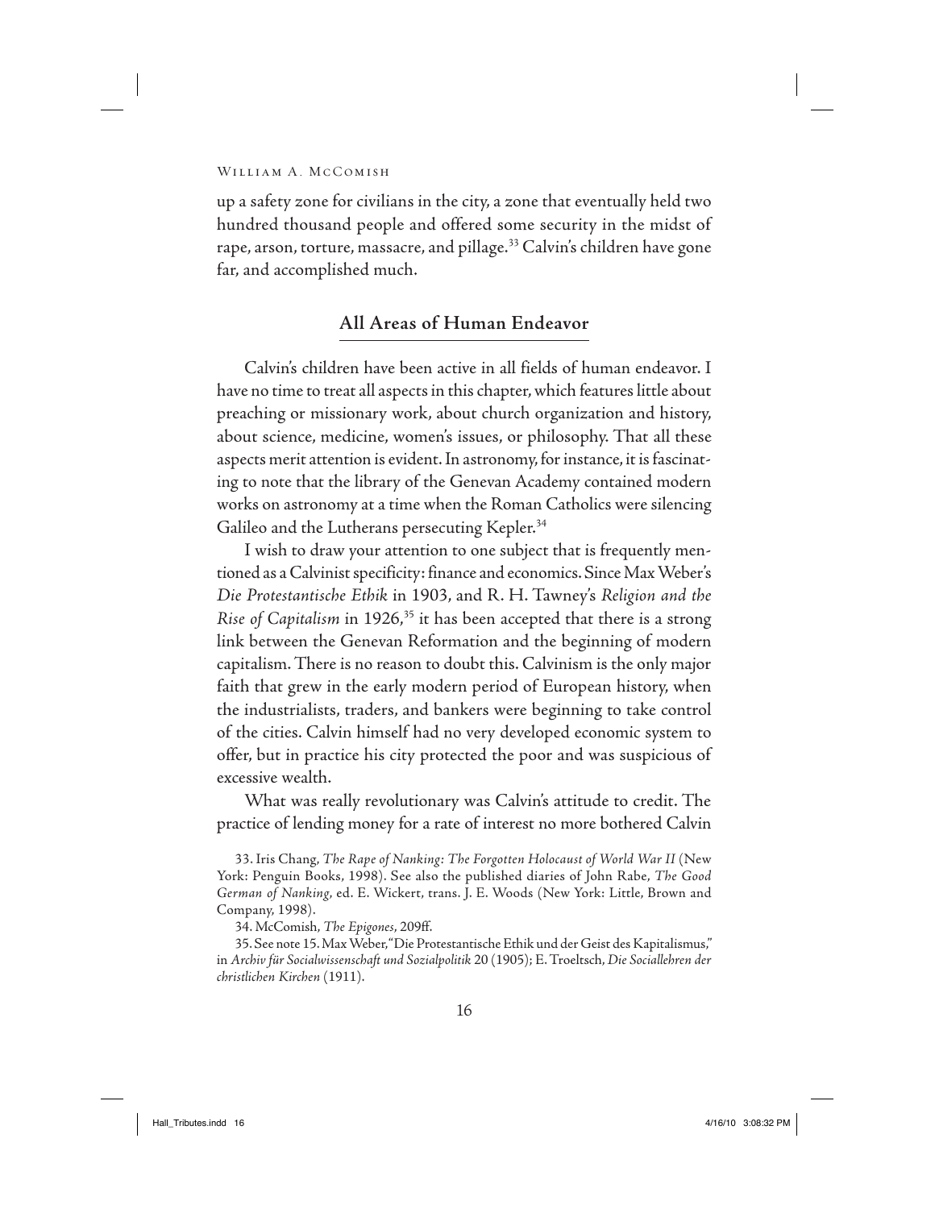up a safety zone for civilians in the city, a zone that eventually held two hundred thousand people and offered some security in the midst of rape, arson, torture, massacre, and pillage.[33] Calvin's children have gone far, and accomplished much.

## All Areas of Human Endeavor

Calvin's children have been active in all fields of human endeavor. I have no time to treat all aspects in this chapter, which features little about preaching or missionary work, about church organization and history, about science, medicine, women's issues, or philosophy. That all these aspects merit attention is evident. In astronomy, for instance, it is fascinating to note that the library of the Genevan Academy contained modern works on astronomy at a time when the Roman Catholics were silencing Galileo and the Lutherans persecuting Kepler.[34]

I wish to draw your attention to one subject that is frequently mentioned as a Calvinist specificity: finance and economics. Since Max Weber's *Die Protestantische Ethik* in 1903, and R. H. Tawney's *Religion and the Rise of Capitalism* in 1926,[35] it has been accepted that there is a strong link between the Genevan Reformation and the beginning of modern capitalism. There is no reason to doubt this. Calvinism is the only major faith that grew in the early modern period of European history, when the industrialists, traders, and bankers were beginning to take control of the cities. Calvin himself had no very developed economic system to offer, but in practice his city protected the poor and was suspicious of excessive wealth.

What was really revolutionary was Calvin's attitude to credit. The practice of lending money for a rate of interest no more bothered Calvin

33. Iris Chang, *The Rape of Nanking: The Forgotten Holocaust of World War II* (New York: Penguin Books, 1998). See also the published diaries of John Rabe, *The Good German of Nanking*, ed. E. Wickert, trans. J. E. Woods (New York: Little, Brown and Company, 1998).

34. McComish, *The Epigones*, 209ff.

35. See note 15. Max Weber, "Die Protestantische Ethik und der Geist des Kapitalismus," in *Archiv für Socialwissenschaft und Sozialpolitik* 20 (1905); E. Troeltsch, *Die Sociallehren der christlichen Kirchen* (1911).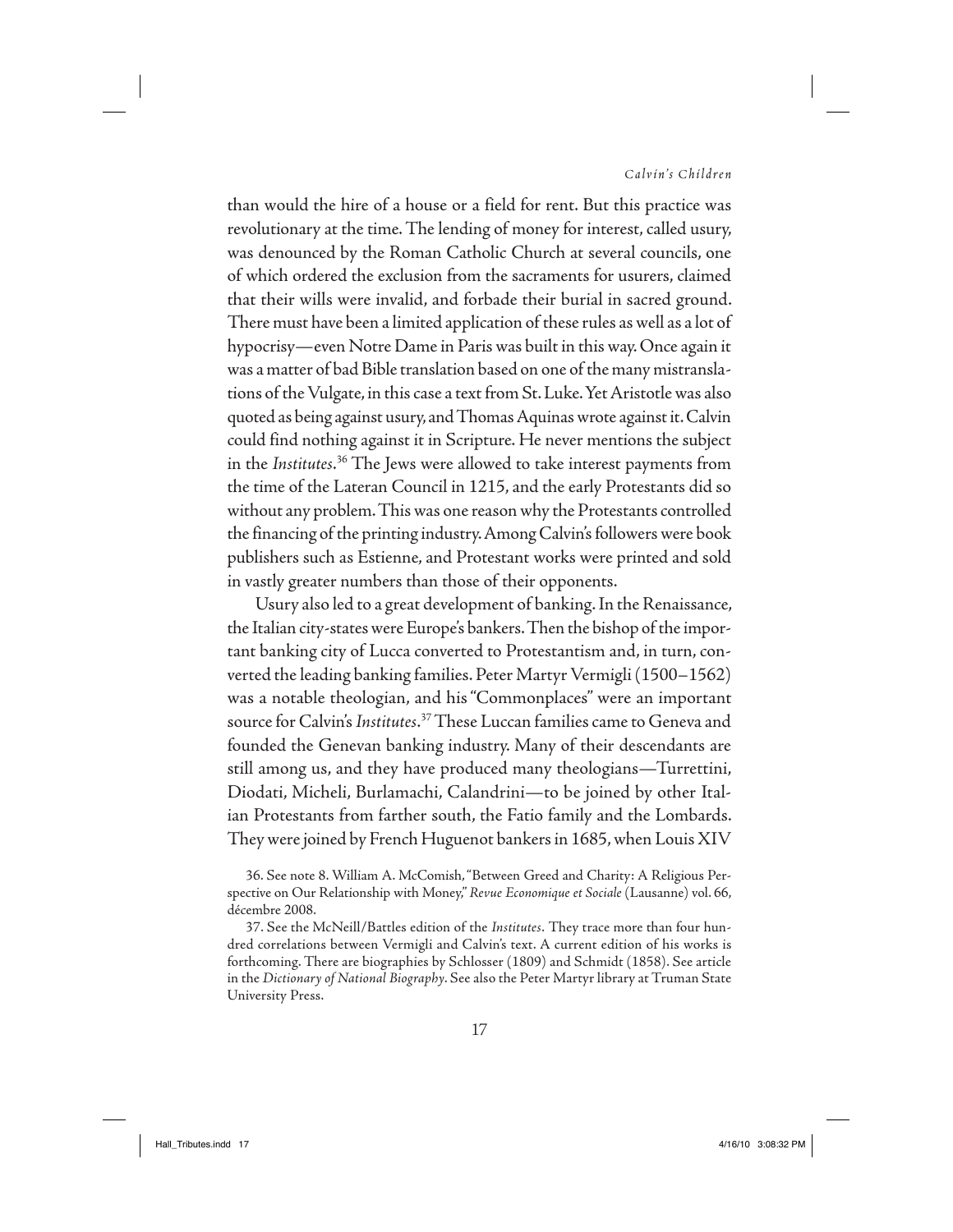than would the hire of a house or a field for rent. But this practice was revolutionary at the time. The lending of money for interest, called usury, was denounced by the Roman Catholic Church at several councils, one of which ordered the exclusion from the sacraments for usurers, claimed that their wills were invalid, and forbade their burial in sacred ground. There must have been a limited application of these rules as well as a lot of hypocrisy—even Notre Dame in Paris was built in this way. Once again it was a matter of bad Bible translation based on one of the many mistranslations of the Vulgate, in this case a text from St. Luke. Yet Aristotle was also quoted as being against usury, and Thomas Aquinas wrote against it. Calvin could find nothing against it in Scripture. He never mentions the subject in the *Institutes*.[36] The Jews were allowed to take interest payments from the time of the Lateran Council in 1215, and the early Protestants did so without any problem. This was one reason why the Protestants controlled the financing of the printing industry. Among Calvin's followers were book publishers such as Estienne, and Protestant works were printed and sold in vastly greater numbers than those of their opponents.

Usury also led to a great development of banking. In the Renaissance, the Italian city-states were Europe's bankers. Then the bishop of the important banking city of Lucca converted to Protestantism and, in turn, converted the leading banking families. Peter Martyr Vermigli (1500–1562) was a notable theologian, and his "Commonplaces" were an important source for Calvin's *Institutes*.[37] These Luccan families came to Geneva and founded the Genevan banking industry. Many of their descendants are still among us, and they have produced many theologians—Turrettini, Diodati, Micheli, Burlamachi, Calandrini—to be joined by other Italian Protestants from farther south, the Fatio family and the Lombards. They were joined by French Huguenot bankers in 1685, when Louis XIV

36. See note 8. William A. McComish, "Between Greed and Charity: A Religious Perspective on Our Relationship with Money," *Revue Economique et Sociale* (Lausanne) vol. 66, décembre 2008.

37. See the McNeill/Battles edition of the *Institutes*. They trace more than four hundred correlations between Vermigli and Calvin's text. A current edition of his works is forthcoming. There are biographies by Schlosser (1809) and Schmidt (1858). See article in the *Dictionary of National Biography*. See also the Peter Martyr library at Truman State University Press.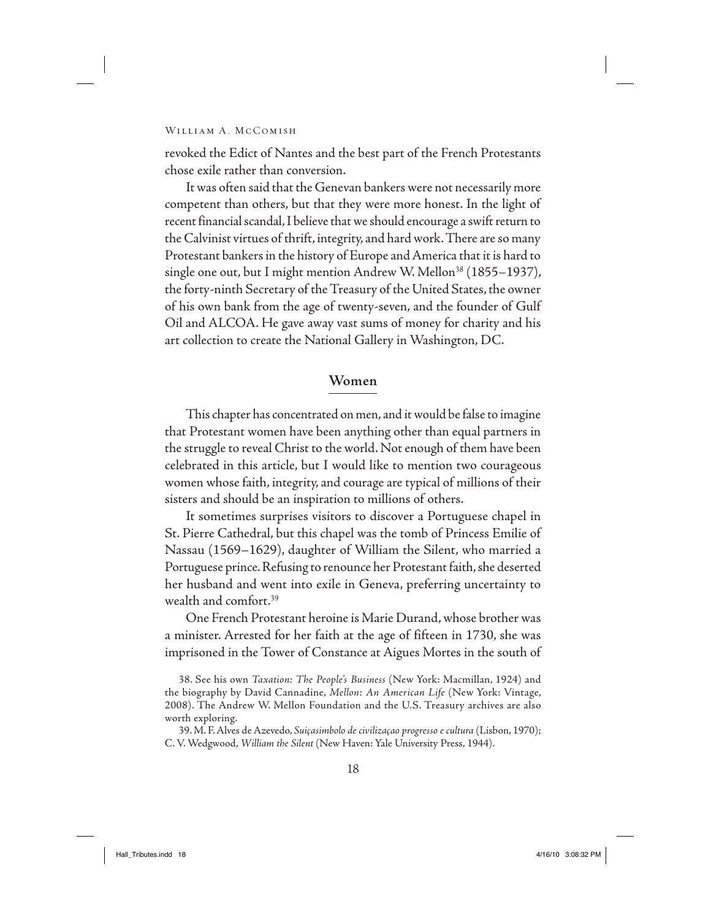revoked the Edict of Nantes and the best part of the French Protestants chose exile rather than conversion.

It was often said that the Genevan bankers were not necessarily more competent than others, but that they were more honest. In the light of recent financial scandal, I believe that we should encourage a swift return to the Calvinist virtues of thrift, integrity, and hard work. There are so many Protestant bankers in the history of Europe and America that it is hard to single one out, but I might mention Andrew W. Mellon[38] (1855–1937), the forty-ninth Secretary of the Treasury of the United States, the owner of his own bank from the age of twenty-seven, and the founder of Gulf Oil and ALCOA. He gave away vast sums of money for charity and his art collection to create the National Gallery in Washington, DC.

## Women

This chapter has concentrated on men, and it would be false to imagine that Protestant women have been anything other than equal partners in the struggle to reveal Christ to the world. Not enough of them have been celebrated in this article, but I would like to mention two courageous women whose faith, integrity, and courage are typical of millions of their sisters and should be an inspiration to millions of others.

It sometimes surprises visitors to discover a Portuguese chapel in St. Pierre Cathedral, but this chapel was the tomb of Princess Emilie of Nassau (1569–1629), daughter of William the Silent, who married a Portuguese prince. Refusing to renounce her Protestant faith, she deserted her husband and went into exile in Geneva, preferring uncertainty to wealth and comfort.[39]

One French Protestant heroine is Marie Durand, whose brother was a minister. Arrested for her faith at the age of fifteen in 1730, she was imprisoned in the Tower of Constance at Aigues Mortes in the south of

38. See his own *Taxation: The People's Business* (New York: Macmillan, 1924) and the biography by David Cannadine, *Mellon: An American Life* (New York: Vintage, 2008). The Andrew W. Mellon Foundation and the U.S. Treasury archives are also worth exploring.

39. M. F. Alves de Azevedo, *Suiçasimbolo de civilizaçao progresso e cultura* (Lisbon, 1970); C. V. Wedgwood, *William the Silent* (New Haven: Yale University Press, 1944).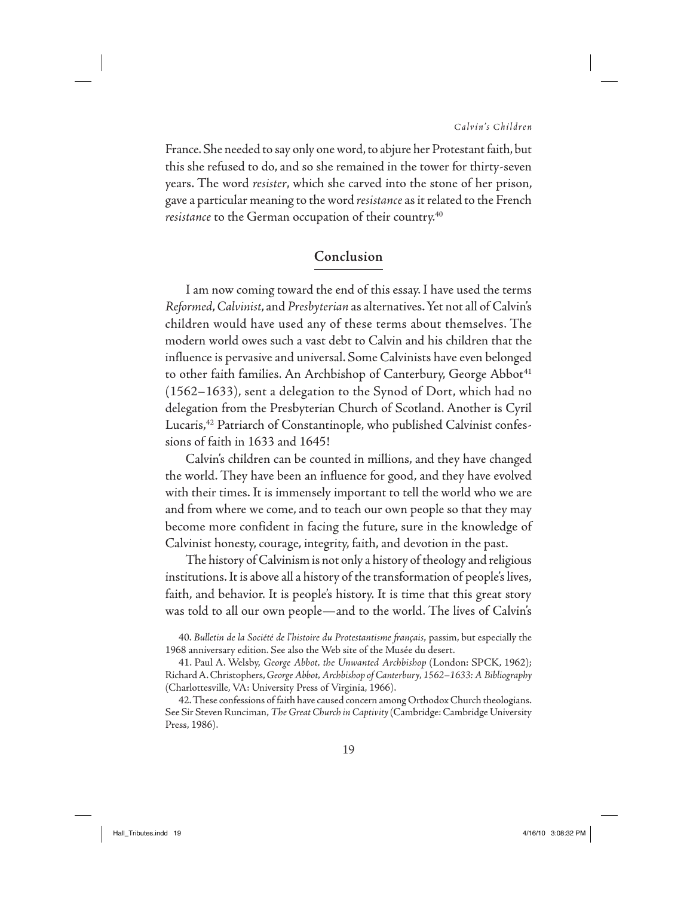France. She needed to say only one word, to abjure her Protestant faith, but this she refused to do, and so she remained in the tower for thirty-seven years. The word *resister*, which she carved into the stone of her prison, gave a particular meaning to the word *resistance* as it related to the French *resistance* to the German occupation of their country.[40]

## Conclusion

I am now coming toward the end of this essay. I have used the terms *Reformed*, *Calvinist*, and *Presbyterian* as alternatives. Yet not all of Calvin's children would have used any of these terms about themselves. The modern world owes such a vast debt to Calvin and his children that the influence is pervasive and universal. Some Calvinists have even belonged to other faith families. An Archbishop of Canterbury, George Abbot[41] (1562–1633), sent a delegation to the Synod of Dort, which had no delegation from the Presbyterian Church of Scotland. Another is Cyril Lucaris,[42] Patriarch of Constantinople, who published Calvinist confessions of faith in 1633 and 1645!

Calvin's children can be counted in millions, and they have changed the world. They have been an influence for good, and they have evolved with their times. It is immensely important to tell the world who we are and from where we come, and to teach our own people so that they may become more confident in facing the future, sure in the knowledge of Calvinist honesty, courage, integrity, faith, and devotion in the past.

The history of Calvinism is not only a history of theology and religious institutions. It is above all a history of the transformation of people's lives, faith, and behavior. It is people's history. It is time that this great story was told to all our own people—and to the world. The lives of Calvin's

40. *Bulletin de la Société de l'histoire du Protestantisme français*, passim, but especially the 1968 anniversary edition. See also the Web site of the Musée du desert.

41. Paul A. Welsby, *George Abbot, the Unwanted Archbishop* (London: SPCK, 1962); Richard A. Christophers, *George Abbot, Archbishop of Canterbury, 1562–1633: A Bibliography* (Charlottesville, VA: University Press of Virginia, 1966).

42. These confessions of faith have caused concern among Orthodox Church theologians. See Sir Steven Runciman, *The Great Church in Captivity* (Cambridge: Cambridge University Press, 1986).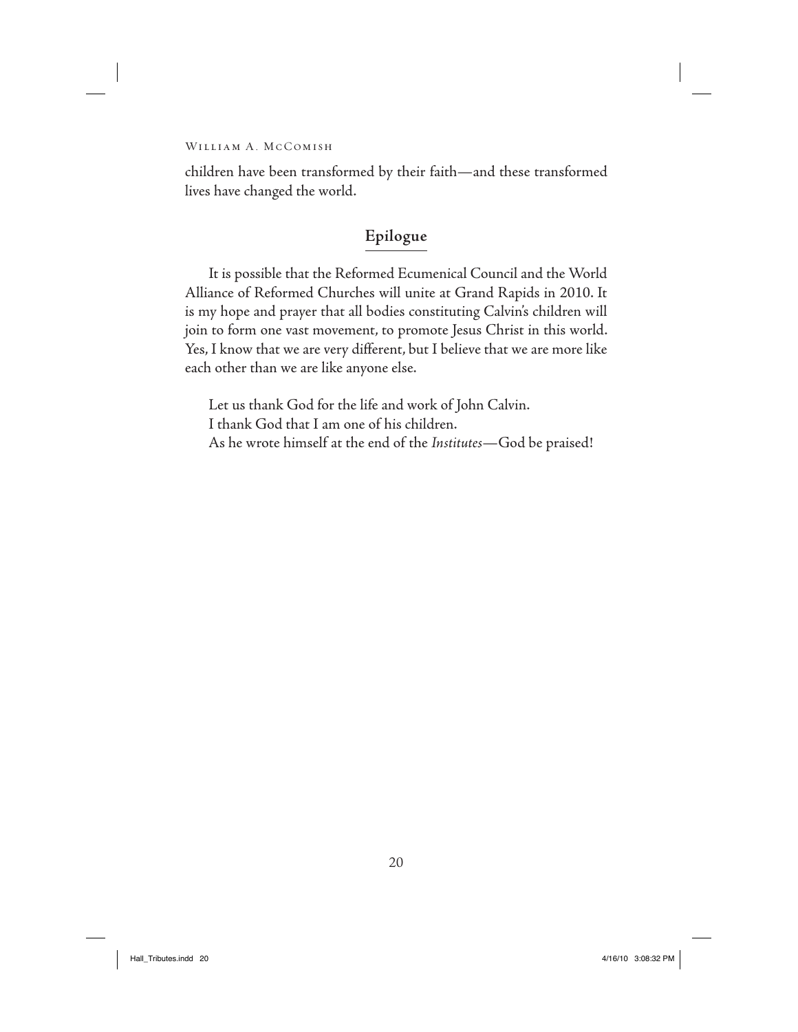children have been transformed by their faith—and these transformed lives have changed the world.

## Epilogue

It is possible that the Reformed Ecumenical Council and the World Alliance of Reformed Churches will unite at Grand Rapids in 2010. It is my hope and prayer that all bodies constituting Calvin's children will join to form one vast movement, to promote Jesus Christ in this world. Yes, I know that we are very different, but I believe that we are more like each other than we are like anyone else.

Let us thank God for the life and work of John Calvin.
I thank God that I am one of his children.
As he wrote himself at the end of the *Institutes*—God be praised!